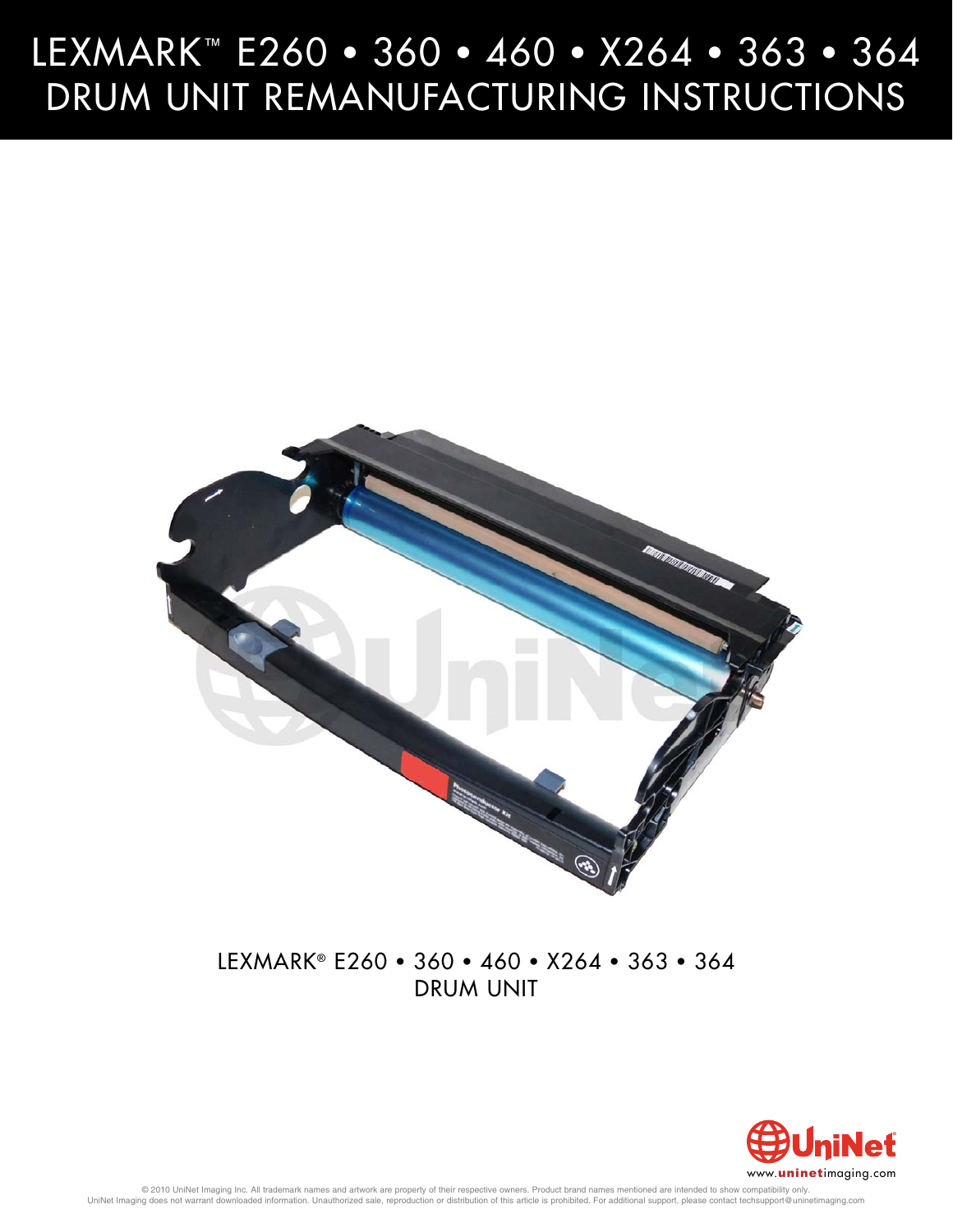# LEXMARK™ E260 • 360 • 460 • X264 • 363 • 364
# DRUM UNIT REMANUFACTURING INSTRUCTIONS

LEXMARK® E260 • 360 • 460 • X264 • 363 • 364
DRUM UNIT

www.uninetimaging.com

© 2010 UniNet Imaging Inc. All trademark names and artwork are property of their respective owners. Product brand names mentioned are intended to show compatibility only.
UniNet Imaging does not warrant downloaded information. Unauthorized sale, reproduction or distribution of this article is prohibited. For additional support, please contact techsupport@uninetimaging.com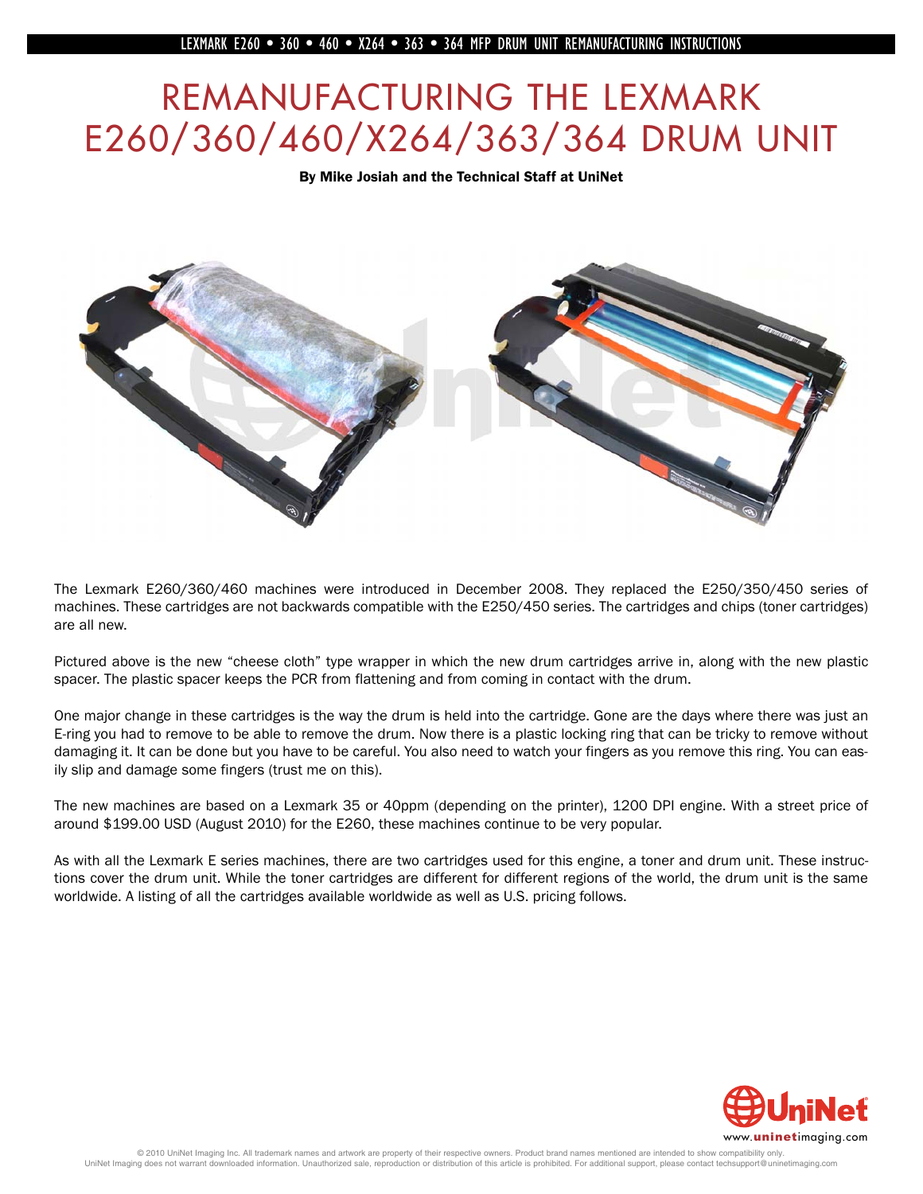# REMANUFACTURING THE LEXMARK E260/360/460/X264/363/364 DRUM UNIT

**By Mike Josiah and the Technical Staff at UniNet**

The Lexmark E260/360/460 machines were introduced in December 2008. They replaced the E250/350/450 series of machines. These cartridges are not backwards compatible with the E250/450 series. The cartridges and chips (toner cartridges) are all new.

Pictured above is the new "cheese cloth" type wrapper in which the new drum cartridges arrive in, along with the new plastic spacer. The plastic spacer keeps the PCR from flattening and from coming in contact with the drum.

One major change in these cartridges is the way the drum is held into the cartridge. Gone are the days where there was just an E-ring you had to remove to be able to remove the drum. Now there is a plastic locking ring that can be tricky to remove without damaging it. It can be done but you have to be careful. You also need to watch your fingers as you remove this ring. You can easily slip and damage some fingers (trust me on this).

The new machines are based on a Lexmark 35 or 40ppm (depending on the printer), 1200 DPI engine. With a street price of around $199.00 USD (August 2010) for the E260, these machines continue to be very popular.

As with all the Lexmark E series machines, there are two cartridges used for this engine, a toner and drum unit. These instructions cover the drum unit. While the toner cartridges are different for different regions of the world, the drum unit is the same worldwide. A listing of all the cartridges available worldwide as well as U.S. pricing follows.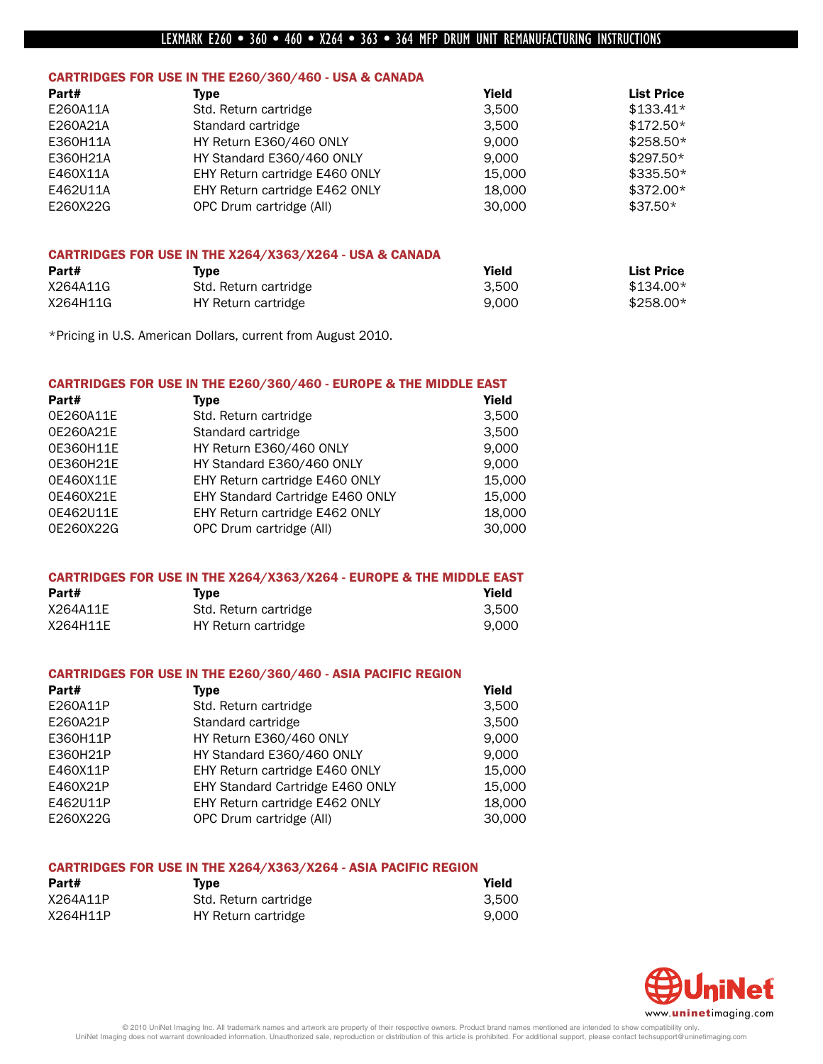## CARTRIDGES FOR USE IN THE E260/360/460 - USA & CANADA

| Part# | Type | Yield | List Price |
|---|---|---|---|
| E260A11A | Std. Return cartridge | 3,500 | $133.41* |
| E260A21A | Standard cartridge | 3,500 | $172.50* |
| E360H11A | HY Return E360/460 ONLY | 9,000 | $258.50* |
| E360H21A | HY Standard E360/460 ONLY | 9,000 | $297.50* |
| E460X11A | EHY Return cartridge E460 ONLY | 15,000 | $335.50* |
| E462U11A | EHY Return cartridge E462 ONLY | 18,000 | $372.00* |
| E260X22G | OPC Drum cartridge (All) | 30,000 | $37.50* |

## CARTRIDGES FOR USE IN THE X264/X363/X264 - USA & CANADA

| Part# | Type | Yield | List Price |
|---|---|---|---|
| X264A11G | Std. Return cartridge | 3,500 | $134.00* |
| X264H11G | HY Return cartridge | 9,000 | $258.00* |

*Pricing in U.S. American Dollars, current from August 2010.

## CARTRIDGES FOR USE IN THE E260/360/460 - EUROPE & THE MIDDLE EAST

| Part# | Type | Yield |
|---|---|---|
| 0E260A11E | Std. Return cartridge | 3,500 |
| 0E260A21E | Standard cartridge | 3,500 |
| 0E360H11E | HY Return E360/460 ONLY | 9,000 |
| 0E360H21E | HY Standard E360/460 ONLY | 9,000 |
| 0E460X11E | EHY Return cartridge E460 ONLY | 15,000 |
| 0E460X21E | EHY Standard Cartridge E460 ONLY | 15,000 |
| 0E462U11E | EHY Return cartridge E462 ONLY | 18,000 |
| 0E260X22G | OPC Drum cartridge (All) | 30,000 |

## CARTRIDGES FOR USE IN THE X264/X363/X264 - EUROPE & THE MIDDLE EAST

| Part# | Type | Yield |
|---|---|---|
| X264A11E | Std. Return cartridge | 3,500 |
| X264H11E | HY Return cartridge | 9,000 |

## CARTRIDGES FOR USE IN THE E260/360/460 - ASIA PACIFIC REGION

| Part# | Type | Yield |
|---|---|---|
| E260A11P | Std. Return cartridge | 3,500 |
| E260A21P | Standard cartridge | 3,500 |
| E360H11P | HY Return E360/460 ONLY | 9,000 |
| E360H21P | HY Standard E360/460 ONLY | 9,000 |
| E460X11P | EHY Return cartridge E460 ONLY | 15,000 |
| E460X21P | EHY Standard Cartridge E460 ONLY | 15,000 |
| E462U11P | EHY Return cartridge E462 ONLY | 18,000 |
| E260X22G | OPC Drum cartridge (All) | 30,000 |

## CARTRIDGES FOR USE IN THE X264/X363/X264 - ASIA PACIFIC REGION

| Part# | Type | Yield |
|---|---|---|
| X264A11P | Std. Return cartridge | 3,500 |
| X264H11P | HY Return cartridge | 9,000 |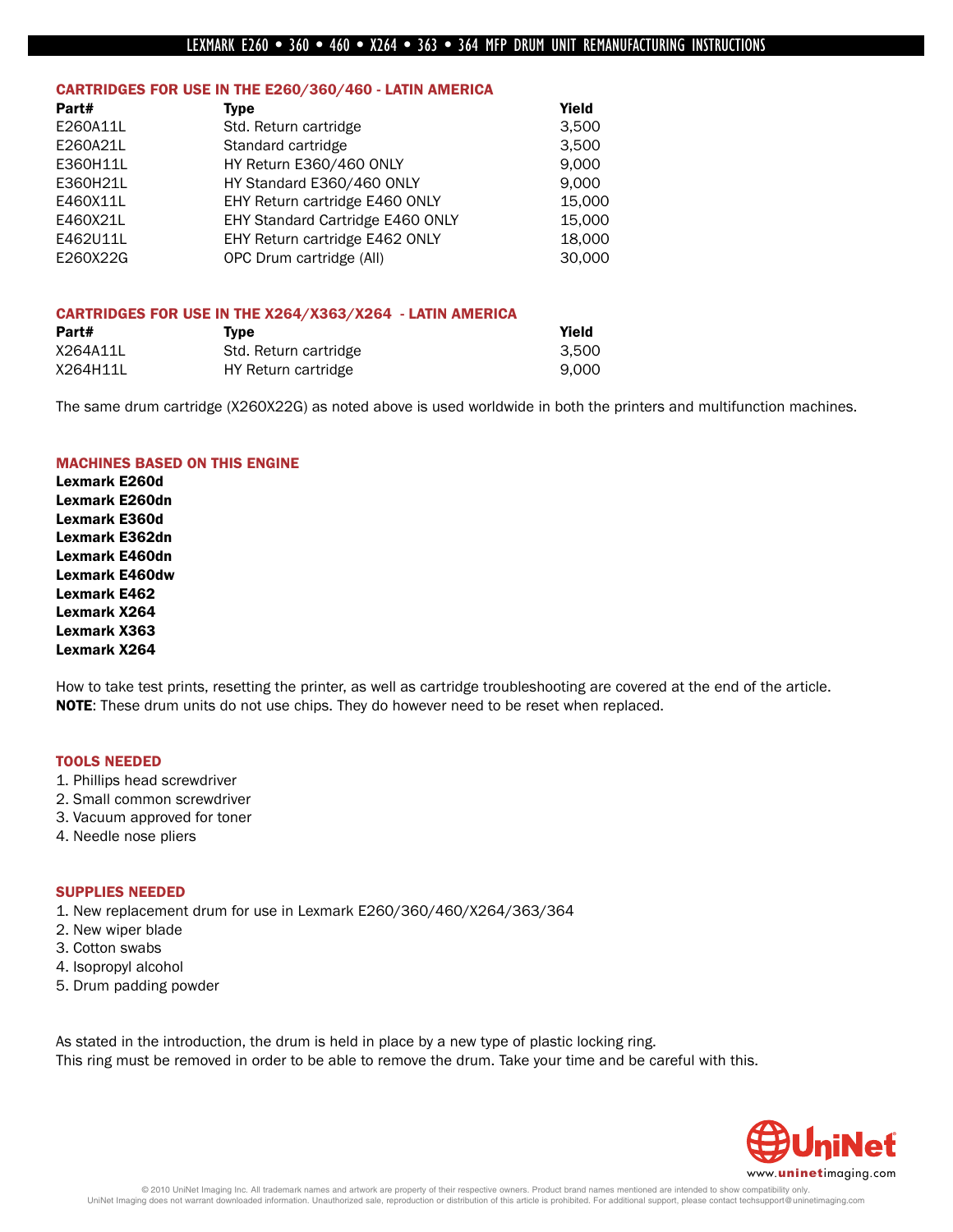### CARTRIDGES FOR USE IN THE E260/360/460 - LATIN AMERICA

| Part# | Type | Yield |
| --- | --- | --- |
| E260A11L | Std. Return cartridge | 3,500 |
| E260A21L | Standard cartridge | 3,500 |
| E360H11L | HY Return E360/460 ONLY | 9,000 |
| E360H21L | HY Standard E360/460 ONLY | 9,000 |
| E460X11L | EHY Return cartridge E460 ONLY | 15,000 |
| E460X21L | EHY Standard Cartridge E460 ONLY | 15,000 |
| E462U11L | EHY Return cartridge E462 ONLY | 18,000 |
| E260X22G | OPC Drum cartridge (All) | 30,000 |

### CARTRIDGES FOR USE IN THE X264/X363/X264 - LATIN AMERICA

| Part# | Type | Yield |
| --- | --- | --- |
| X264A11L | Std. Return cartridge | 3,500 |
| X264H11L | HY Return cartridge | 9,000 |

The same drum cartridge (X260X22G) as noted above is used worldwide in both the printers and multifunction machines.

### MACHINES BASED ON THIS ENGINE

**Lexmark E260d**
**Lexmark E260dn**
**Lexmark E360d**
**Lexmark E362dn**
**Lexmark E460dn**
**Lexmark E460dw**
**Lexmark E462**
**Lexmark X264**
**Lexmark X363**
**Lexmark X264**

How to take test prints, resetting the printer, as well as cartridge troubleshooting are covered at the end of the article.
**NOTE**: These drum units do not use chips. They do however need to be reset when replaced.

### TOOLS NEEDED

1. Phillips head screwdriver
2. Small common screwdriver
3. Vacuum approved for toner
4. Needle nose pliers

### SUPPLIES NEEDED

1. New replacement drum for use in Lexmark E260/360/460/X264/363/364
2. New wiper blade
3. Cotton swabs
4. Isopropyl alcohol
5. Drum padding powder

As stated in the introduction, the drum is held in place by a new type of plastic locking ring.
This ring must be removed in order to be able to remove the drum. Take your time and be careful with this.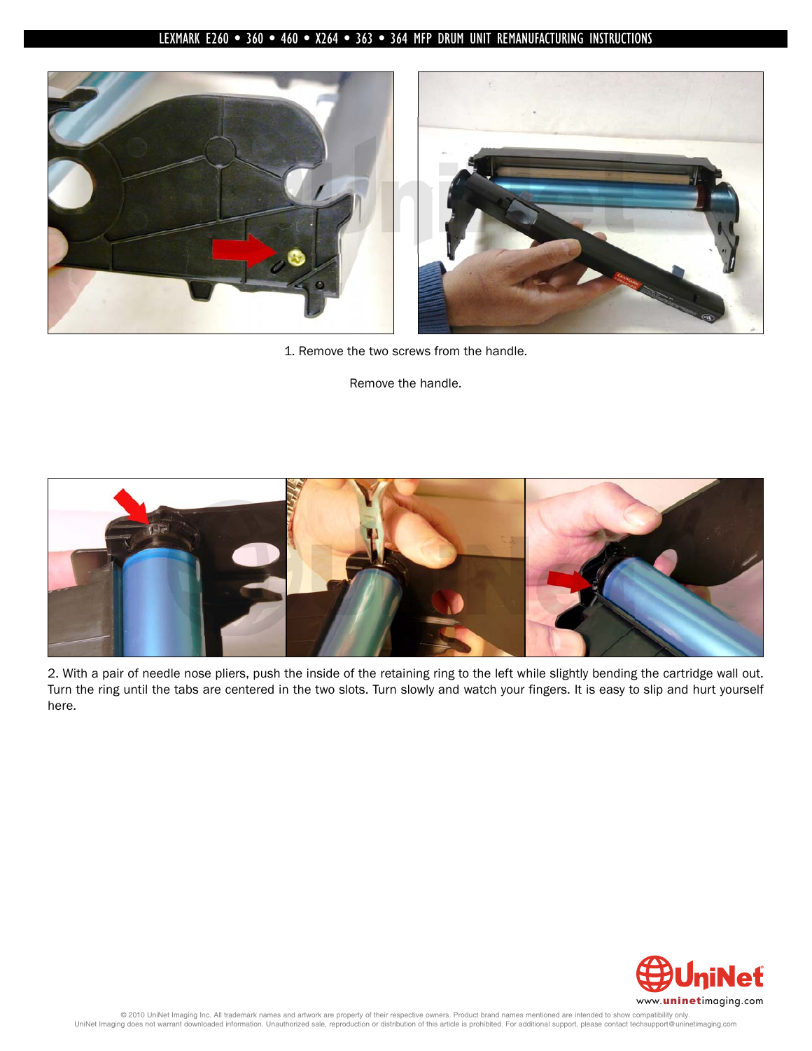1. Remove the two screws from the handle.

Remove the handle.

2. With a pair of needle nose pliers, push the inside of the retaining ring to the left while slightly bending the cartridge wall out. Turn the ring until the tabs are centered in the two slots. Turn slowly and watch your fingers. It is easy to slip and hurt yourself here.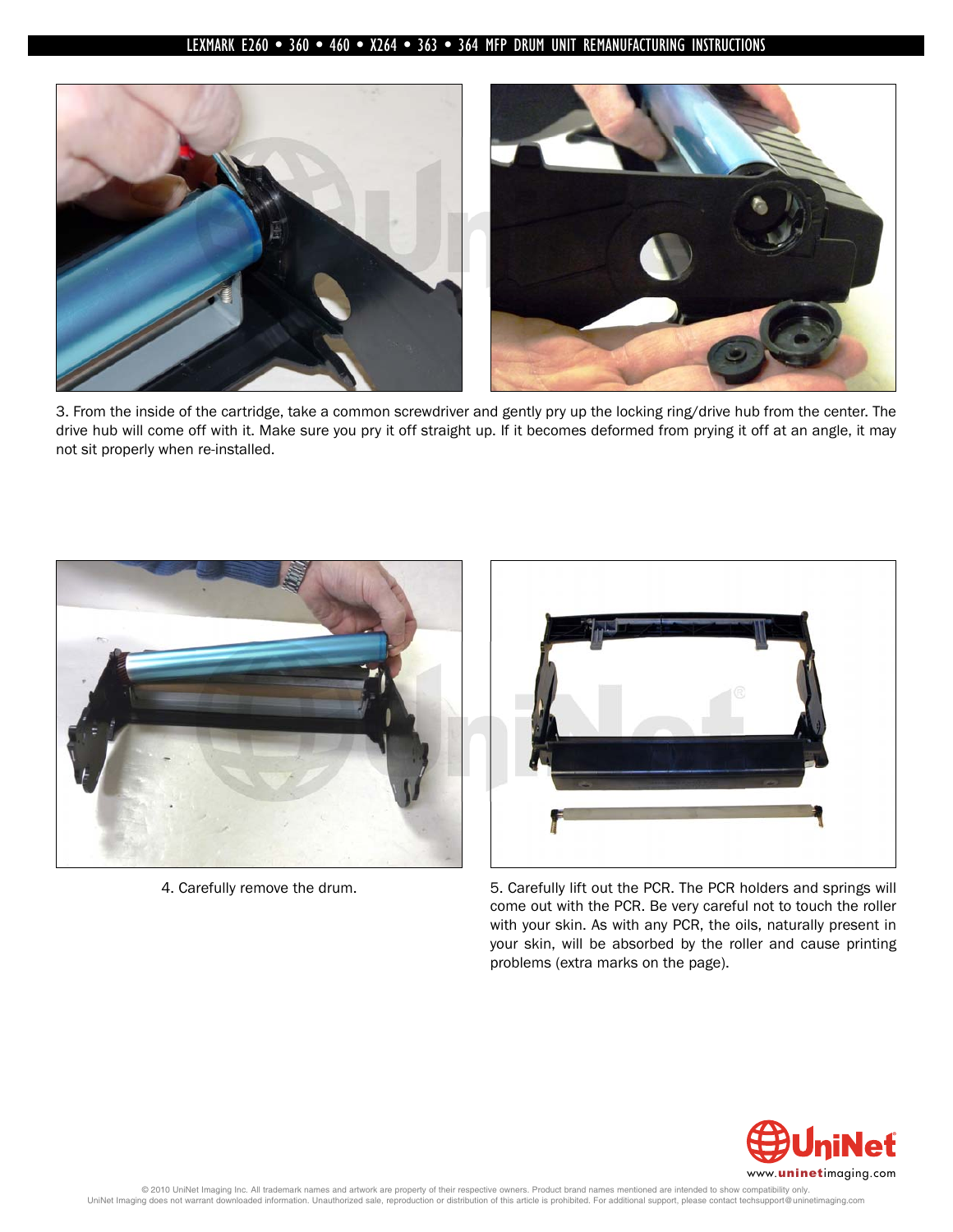3. From the inside of the cartridge, take a common screwdriver and gently pry up the locking ring/drive hub from the center. The drive hub will come off with it. Make sure you pry it off straight up. If it becomes deformed from prying it off at an angle, it may not sit properly when re-installed.

4. Carefully remove the drum.

5. Carefully lift out the PCR. The PCR holders and springs will come out with the PCR. Be very careful not to touch the roller with your skin. As with any PCR, the oils, naturally present in your skin, will be absorbed by the roller and cause printing problems (extra marks on the page).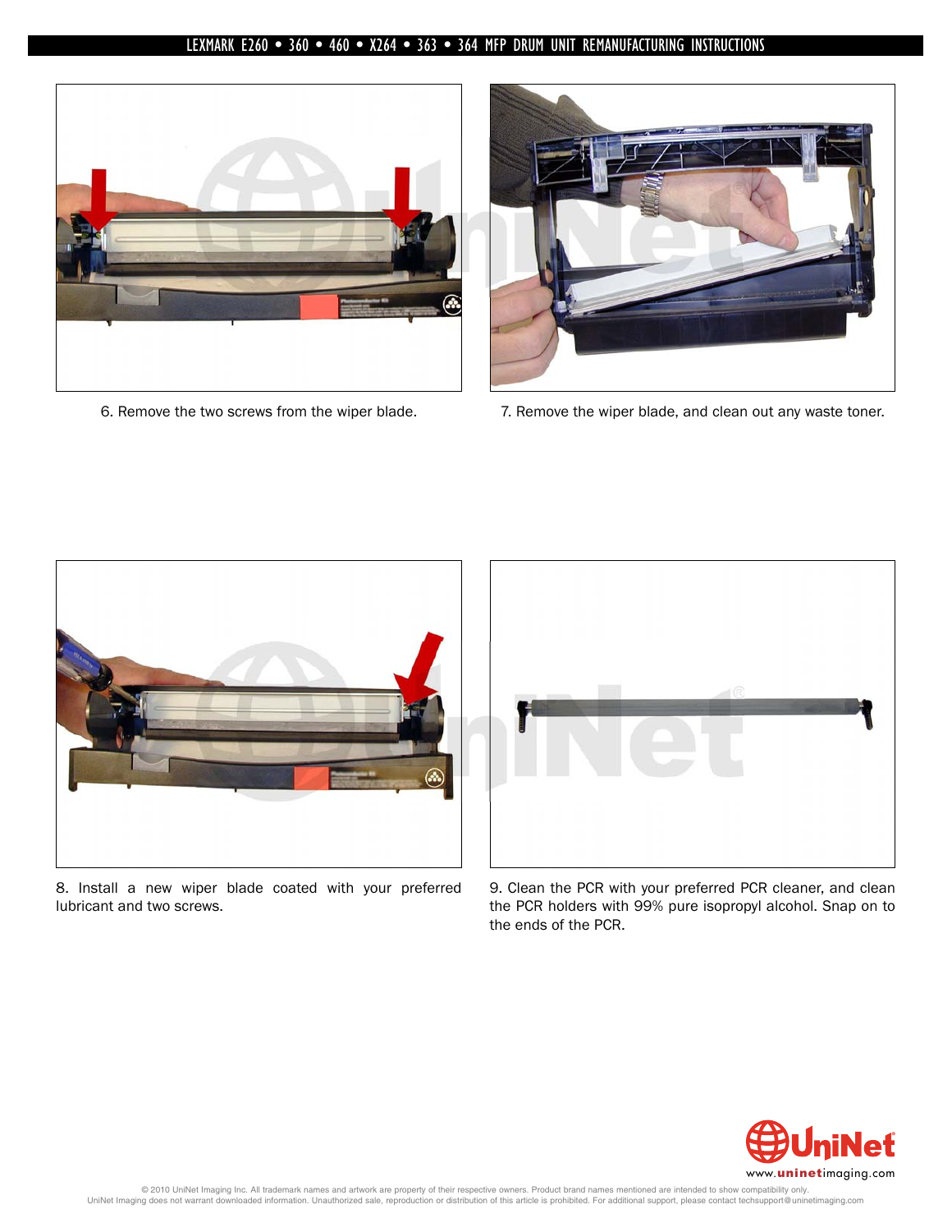6. Remove the two screws from the wiper blade.

7. Remove the wiper blade, and clean out any waste toner.

8. Install a new wiper blade coated with your preferred lubricant and two screws.

9. Clean the PCR with your preferred PCR cleaner, and clean the PCR holders with 99% pure isopropyl alcohol. Snap on to the ends of the PCR.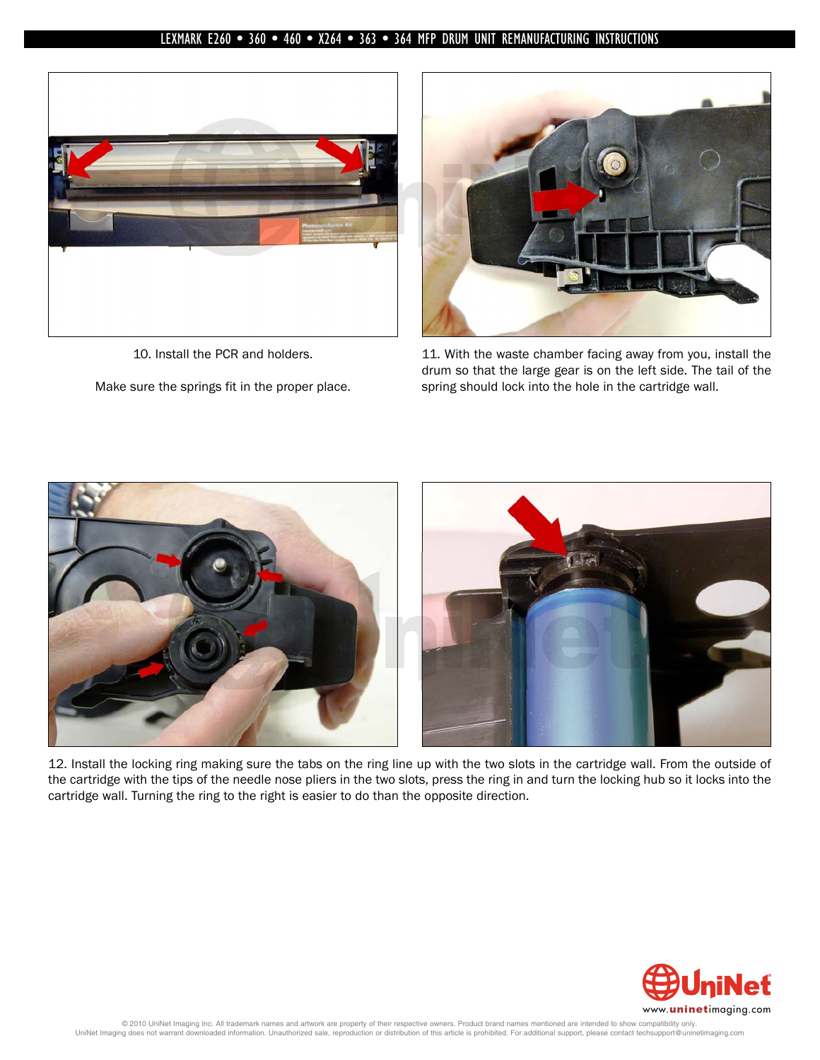10. Install the PCR and holders.

Make sure the springs fit in the proper place.

11. With the waste chamber facing away from you, install the drum so that the large gear is on the left side. The tail of the spring should lock into the hole in the cartridge wall.

12. Install the locking ring making sure the tabs on the ring line up with the two slots in the cartridge wall. From the outside of the cartridge with the tips of the needle nose pliers in the two slots, press the ring in and turn the locking hub so it locks into the cartridge wall. Turning the ring to the right is easier to do than the opposite direction.

© 2010 UniNet Imaging Inc. All trademark names and artwork are property of their respective owners. Product brand names mentioned are intended to show compatibility only.
UniNet Imaging does not warrant downloaded information. Unauthorized sale, reproduction or distribution of this article is prohibited. For additional support, please contact techsupport@uninetimaging.com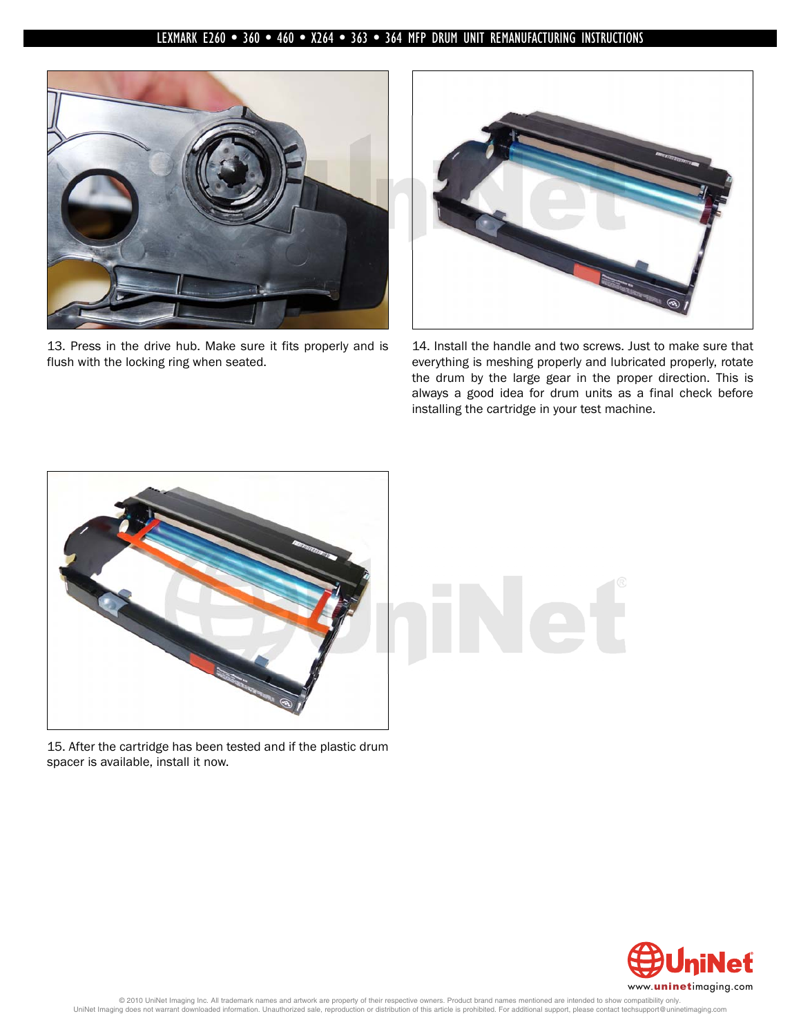13. Press in the drive hub. Make sure it fits properly and is flush with the locking ring when seated.

14. Install the handle and two screws. Just to make sure that everything is meshing properly and lubricated properly, rotate the drum by the large gear in the proper direction. This is always a good idea for drum units as a final check before installing the cartridge in your test machine.

15. After the cartridge has been tested and if the plastic drum spacer is available, install it now.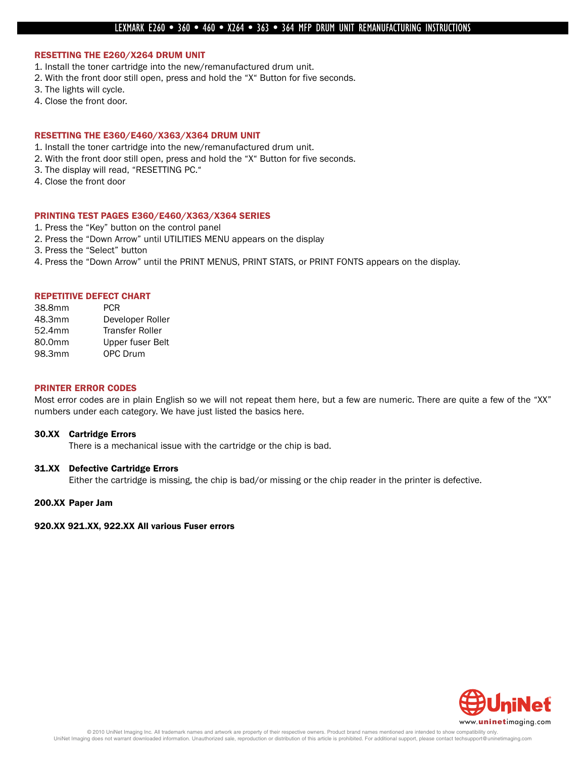## RESETTING THE E260/X264 DRUM UNIT

1. Install the toner cartridge into the new/remanufactured drum unit.
2. With the front door still open, press and hold the "X" Button for five seconds.
3. The lights will cycle.
4. Close the front door.

## RESETTING THE E360/E460/X363/X364 DRUM UNIT

1. Install the toner cartridge into the new/remanufactured drum unit.
2. With the front door still open, press and hold the "X" Button for five seconds.
3. The display will read, "RESETTING PC."
4. Close the front door

## PRINTING TEST PAGES E360/E460/X363/X364 SERIES

1. Press the "Key" button on the control panel
2. Press the "Down Arrow" until UTILITIES MENU appears on the display
3. Press the "Select" button
4. Press the "Down Arrow" until the PRINT MENUS, PRINT STATS, or PRINT FONTS appears on the display.

## REPETITIVE DEFECT CHART

| | |
|---|---|
| 38.8mm | PCR |
| 48.3mm | Developer Roller |
| 52.4mm | Transfer Roller |
| 80.0mm | Upper fuser Belt |
| 98.3mm | OPC Drum |

## PRINTER ERROR CODES

Most error codes are in plain English so we will not repeat them here, but a few are numeric. There are quite a few of the "XX" numbers under each category. We have just listed the basics here.

**30.XX Cartridge Errors**
There is a mechanical issue with the cartridge or the chip is bad.

**31.XX Defective Cartridge Errors**
Either the cartridge is missing, the chip is bad/or missing or the chip reader in the printer is defective.

**200.XX Paper Jam**

**920.XX 921.XX, 922.XX All various Fuser errors**

UniNet
www.uninetimaging.com

© 2010 UniNet Imaging Inc. All trademark names and artwork are property of their respective owners. Product brand names mentioned are intended to show compatibility only. UniNet Imaging does not warrant downloaded information. Unauthorized sale, reproduction or distribution of this article is prohibited. For additional support, please contact techsupport@uninetimaging.com